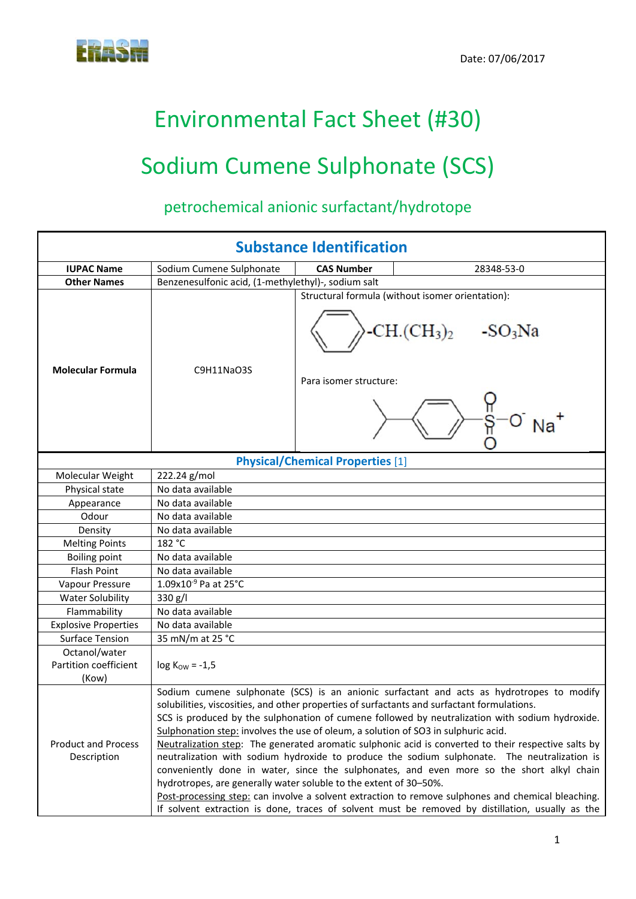Date: 07/06/2017

# Environmental Fact Sheet (#30)

# Sodium Cumene Sulphonate (SCS)

## petrochemical anionic surfactant/hydrotope

| Substance Identification | | | |
|---|---|---|---|
| **IUPAC Name** | Sodium Cumene Sulphonate | **CAS Number** | 28348-53-0 |
| **Other Names** | Benzenesulfonic acid, (1-methylethyl)-, sodium salt | | |
| **Molecular Formula** | C9H11NaO3S | Structural formula (without isomer orientation): $-CH.(CH_3)_2$ $-SO_3Na$ <br> Para isomer structure: | |

| Physical/Chemical Properties [1] | |
|---|---|
| Molecular Weight | 222.24 g/mol |
| Physical state | No data available |
| Appearance | No data available |
| Odour | No data available |
| Density | No data available |
| Melting Points | 182 °C |
| Boiling point | No data available |
| Flash Point | No data available |
| Vapour Pressure | $1.09 \times 10^{-9}$ Pa at 25°C |
| Water Solubility | 330 g/l |
| Flammability | No data available |
| Explosive Properties | No data available |
| Surface Tension | 35 mN/m at 25 °C |
| Octanol/water Partition coefficient (Kow) | log $K_{OW}$ = -1,5 |
| Product and Process Description | Sodium cumene sulphonate (SCS) is an anionic surfactant and acts as hydrotropes to modify solubilities, viscosities, and other properties of surfactants and surfactant formulations. SCS is produced by the sulphonation of cumene followed by neutralization with sodium hydroxide. Sulphonation step: involves the use of oleum, a solution of SO3 in sulphuric acid. Neutralization step: The generated aromatic sulphonic acid is converted to their respective salts by neutralization with sodium hydroxide to produce the sodium sulphonate. The neutralization is conveniently done in water, since the sulphonates, and even more so the short alkyl chain hydrotropes, are generally water soluble to the extent of 30–50%. Post-processing step: can involve a solvent extraction to remove sulphones and chemical bleaching. If solvent extraction is done, traces of solvent must be removed by distillation, usually as the |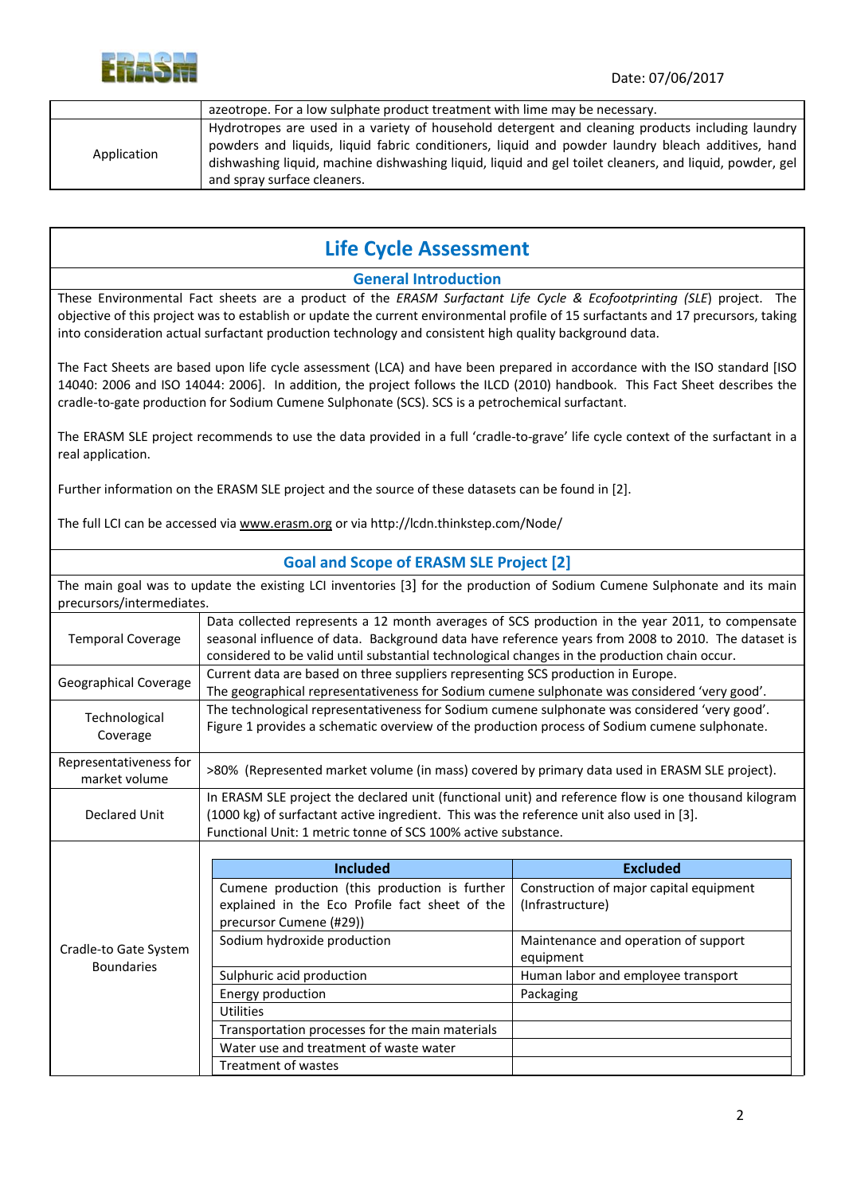| | |
|---|---|
| | azeotrope. For a low sulphate product treatment with lime may be necessary. |
| Application | Hydrotropes are used in a variety of household detergent and cleaning products including laundry powders and liquids, liquid fabric conditioners, liquid and powder laundry bleach additives, hand dishwashing liquid, machine dishwashing liquid, liquid and gel toilet cleaners, and liquid, powder, gel and spray surface cleaners. |

# Life Cycle Assessment

## General Introduction

These Environmental Fact sheets are a product of the *ERASM Surfactant Life Cycle & Ecofootprinting (SLE)* project. The objective of this project was to establish or update the current environmental profile of 15 surfactants and 17 precursors, taking into consideration actual surfactant production technology and consistent high quality background data.

The Fact Sheets are based upon life cycle assessment (LCA) and have been prepared in accordance with the ISO standard [ISO 14040: 2006 and ISO 14044: 2006]. In addition, the project follows the ILCD (2010) handbook. This Fact Sheet describes the cradle-to-gate production for Sodium Cumene Sulphonate (SCS). SCS is a petrochemical surfactant.

The ERASM SLE project recommends to use the data provided in a full 'cradle-to-grave' life cycle context of the surfactant in a real application.

Further information on the ERASM SLE project and the source of these datasets can be found in [2].

The full LCI can be accessed via www.erasm.org or via http://lcdn.thinkstep.com/Node/

## Goal and Scope of ERASM SLE Project [2]

The main goal was to update the existing LCI inventories [3] for the production of Sodium Cumene Sulphonate and its main precursors/intermediates.

| | |
|---|---|
| Temporal Coverage | Data collected represents a 12 month averages of SCS production in the year 2011, to compensate seasonal influence of data. Background data have reference years from 2008 to 2010. The dataset is considered to be valid until substantial technological changes in the production chain occur. |
| Geographical Coverage | Current data are based on three suppliers representing SCS production in Europe. The geographical representativeness for Sodium cumene sulphonate was considered 'very good'. |
| Technological Coverage | The technological representativeness for Sodium cumene sulphonate was considered 'very good'. Figure 1 provides a schematic overview of the production process of Sodium cumene sulphonate. |
| Representativeness for market volume | >80% (Represented market volume (in mass) covered by primary data used in ERASM SLE project). |
| Declared Unit | In ERASM SLE project the declared unit (functional unit) and reference flow is one thousand kilogram (1000 kg) of surfactant active ingredient. This was the reference unit also used in [3]. Functional Unit: 1 metric tonne of SCS 100% active substance. |

**Cradle-to Gate System Boundaries**

| Included | Excluded |
|---|---|
| Cumene production (this production is further explained in the Eco Profile fact sheet of the precursor Cumene (#29)) | Construction of major capital equipment (Infrastructure) |
| Sodium hydroxide production | Maintenance and operation of support equipment |
| Sulphuric acid production | Human labor and employee transport |
| Energy production | Packaging |
| Utilities | |
| Transportation processes for the main materials | |
| Water use and treatment of waste water | |
| Treatment of wastes | |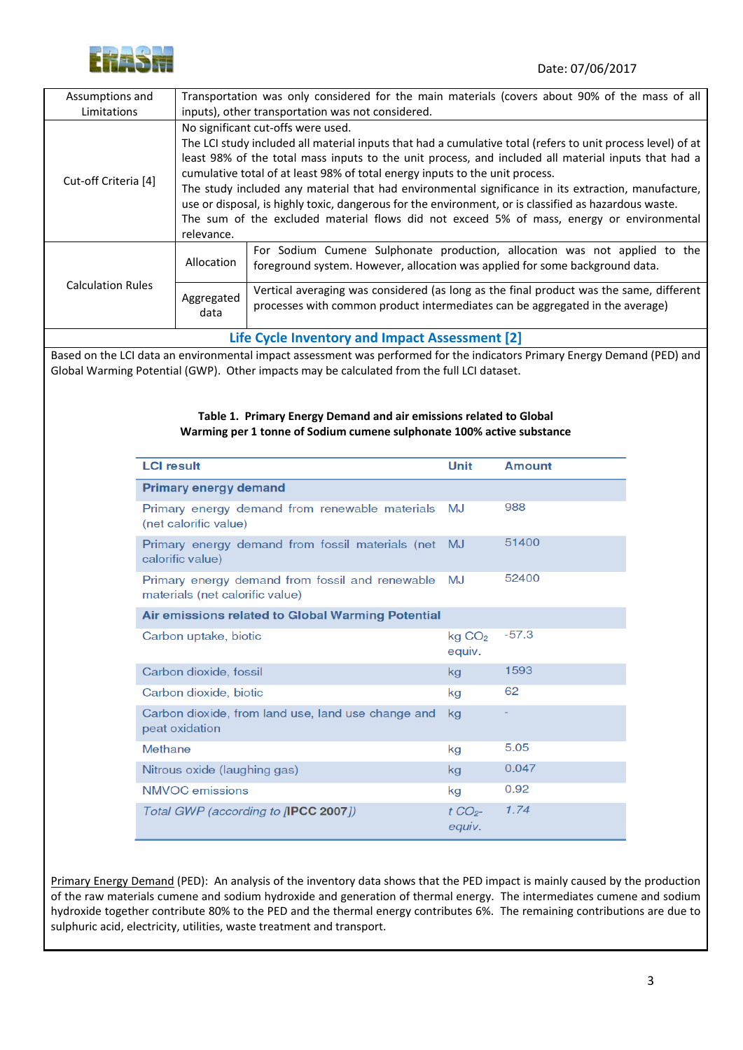| | | |
|---|---|---|
| Assumptions and Limitations | Transportation was only considered for the main materials (covers about 90% of the mass of all inputs), other transportation was not considered. | |
| Cut-off Criteria [4] | No significant cut-offs were used.<br>The LCI study included all material inputs that had a cumulative total (refers to unit process level) of at least 98% of the total mass inputs to the unit process, and included all material inputs that had a cumulative total of at least 98% of total energy inputs to the unit process.<br>The study included any material that had environmental significance in its extraction, manufacture, use or disposal, is highly toxic, dangerous for the environment, or is classified as hazardous waste.<br>The sum of the excluded material flows did not exceed 5% of mass, energy or environmental relevance. | |
| Calculation Rules | Allocation | For Sodium Cumene Sulphonate production, allocation was not applied to the foreground system. However, allocation was applied for some background data. |
| | Aggregated data | Vertical averaging was considered (as long as the final product was the same, different processes with common product intermediates can be aggregated in the average) |

## Life Cycle Inventory and Impact Assessment [2]

Based on the LCI data an environmental impact assessment was performed for the indicators Primary Energy Demand (PED) and Global Warming Potential (GWP). Other impacts may be calculated from the full LCI dataset.

**Table 1. Primary Energy Demand and air emissions related to Global Warming per 1 tonne of Sodium cumene sulphonate 100% active substance**

| LCI result | Unit | Amount |
|---|---|---|
| **Primary energy demand** | | |
| Primary energy demand from renewable materials (net calorific value) | MJ | 988 |
| Primary energy demand from fossil materials (net calorific value) | MJ | 51400 |
| Primary energy demand from fossil and renewable materials (net calorific value) | MJ | 52400 |
| **Air emissions related to Global Warming Potential** | | |
| Carbon uptake, biotic | kg $CO_2$ equiv. | -57.3 |
| Carbon dioxide, fossil | kg | 1593 |
| Carbon dioxide, biotic | kg | 62 |
| Carbon dioxide, from land use, land use change and peat oxidation | kg | - |
| Methane | kg | 5.05 |
| Nitrous oxide (laughing gas) | kg | 0.047 |
| NMVOC emissions | kg | 0.92 |
| *Total GWP (according to [**IPCC 2007**])* | *t $CO_2$-equiv.* | *1.74* |

<u>Primary Energy Demand</u> (PED): An analysis of the inventory data shows that the PED impact is mainly caused by the production of the raw materials cumene and sodium hydroxide and generation of thermal energy. The intermediates cumene and sodium hydroxide together contribute 80% to the PED and the thermal energy contributes 6%. The remaining contributions are due to sulphuric acid, electricity, utilities, waste treatment and transport.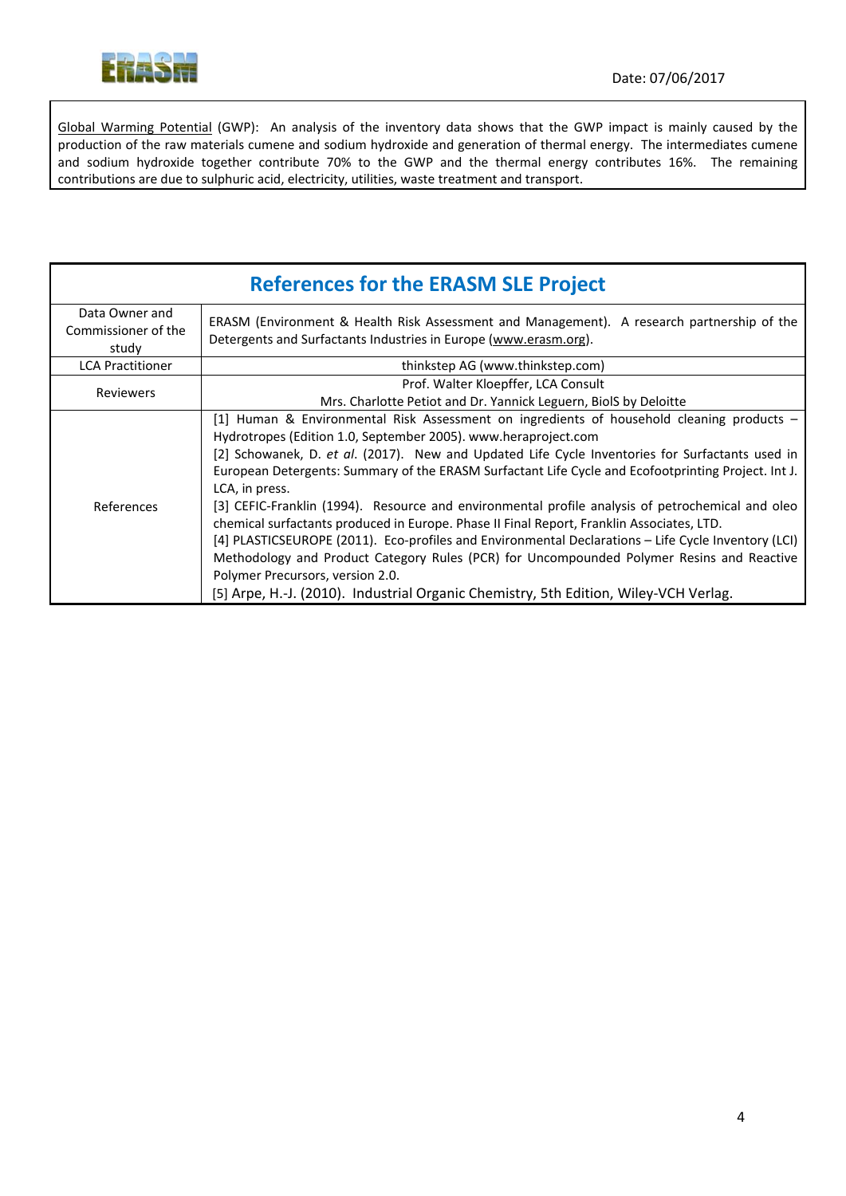Global Warming Potential (GWP): An analysis of the inventory data shows that the GWP impact is mainly caused by the production of the raw materials cumene and sodium hydroxide and generation of thermal energy. The intermediates cumene and sodium hydroxide together contribute 70% to the GWP and the thermal energy contributes 16%. The remaining contributions are due to sulphuric acid, electricity, utilities, waste treatment and transport.

## References for the ERASM SLE Project

| | |
|---|---|
| Data Owner and Commissioner of the study | ERASM (Environment & Health Risk Assessment and Management). A research partnership of the Detergents and Surfactants Industries in Europe (www.erasm.org). |
| LCA Practitioner | thinkstep AG (www.thinkstep.com) |
| Reviewers | Prof. Walter Kloepffer, LCA Consult<br>Mrs. Charlotte Petiot and Dr. Yannick Leguern, BioIS by Deloitte |
| References | [1] Human & Environmental Risk Assessment on ingredients of household cleaning products – Hydrotropes (Edition 1.0, September 2005). www.heraproject.com<br>[2] Schowanek, D. *et al*. (2017). New and Updated Life Cycle Inventories for Surfactants used in European Detergents: Summary of the ERASM Surfactant Life Cycle and Ecofootprinting Project. Int J. LCA, in press.<br>[3] CEFIC-Franklin (1994). Resource and environmental profile analysis of petrochemical and oleo chemical surfactants produced in Europe. Phase II Final Report, Franklin Associates, LTD.<br>[4] PLASTICSEUROPE (2011). Eco-profiles and Environmental Declarations – Life Cycle Inventory (LCI) Methodology and Product Category Rules (PCR) for Uncompounded Polymer Resins and Reactive Polymer Precursors, version 2.0.<br>[5] Arpe, H.-J. (2010). Industrial Organic Chemistry, 5th Edition, Wiley-VCH Verlag. |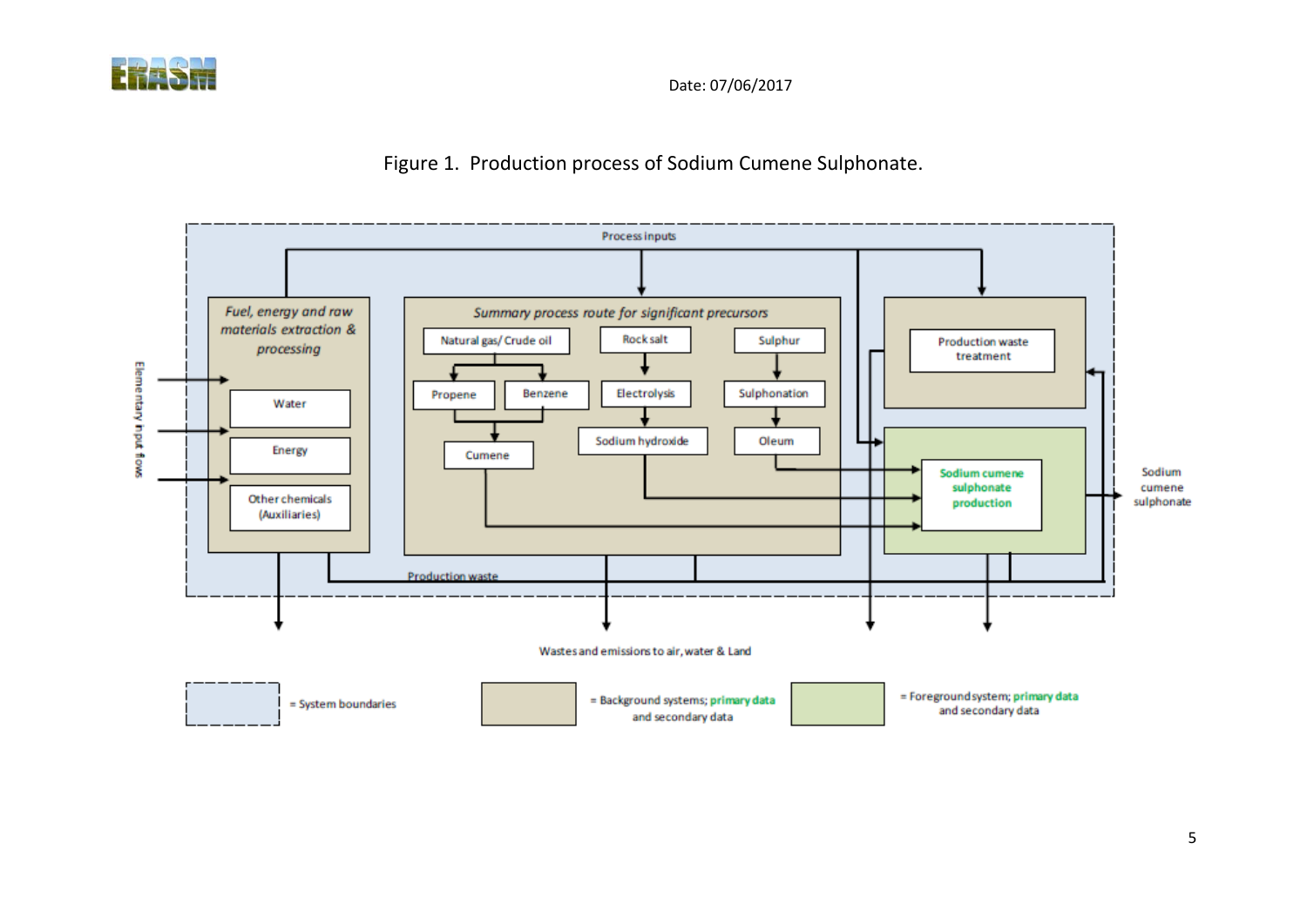Figure 1. Production process of Sodium Cumene Sulphonate.

Process inputs

*Fuel, energy and raw materials extraction & processing*

Water

Energy

Other chemicals (Auxiliaries)

*Summary process route for significant precursors*

Natural gas/ Crude oil

Rock salt

Sulphur

Propene

Benzene

Electrolysis

Sulphonation

Cumene

Sodium hydroxide

Oleum

Production waste treatment

Sodium cumene sulphonate production

Sodium cumene sulphonate

Elementary input flows

Production waste

Wastes and emissions to air, water & Land

= System boundaries

= Background systems; primary data and secondary data

= Foreground system; primary data and secondary data